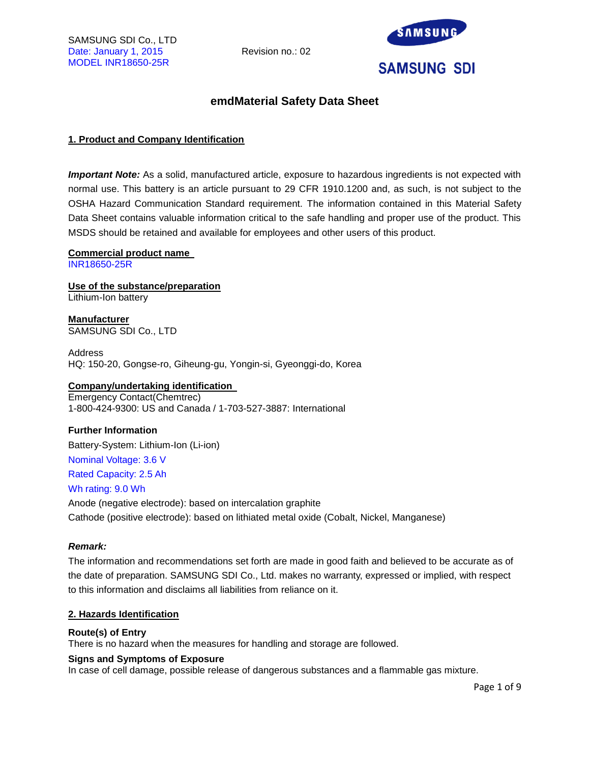SAMSUNG SDI Co., LTD
Date: January 1, 2015
MODEL INR18650-25R

Revision no.: 02

SAMSUNG SDI

# emdMaterial Safety Data Sheet

## 1. Product and Company Identification

***Important Note:*** As a solid, manufactured article, exposure to hazardous ingredients is not expected with normal use. This battery is an article pursuant to 29 CFR 1910.1200 and, as such, is not subject to the OSHA Hazard Communication Standard requirement. The information contained in this Material Safety Data Sheet contains valuable information critical to the safe handling and proper use of the product. This MSDS should be retained and available for employees and other users of this product.

**Commercial product name**
INR18650-25R

**Use of the substance/preparation**
Lithium-Ion battery

**Manufacturer**
SAMSUNG SDI Co., LTD

Address
HQ: 150-20, Gongse-ro, Giheung-gu, Yongin-si, Gyeonggi-do, Korea

**Company/undertaking identification**
Emergency Contact(Chemtrec)
1-800-424-9300: US and Canada / 1-703-527-3887: International

**Further Information**

Battery-System: Lithium-Ion (Li-ion)

Nominal Voltage: 3.6 V

Rated Capacity: 2.5 Ah

Wh rating: 9.0 Wh

Anode (negative electrode): based on intercalation graphite

Cathode (positive electrode): based on lithiated metal oxide (Cobalt, Nickel, Manganese)

***Remark:***

The information and recommendations set forth are made in good faith and believed to be accurate as of the date of preparation. SAMSUNG SDI Co., Ltd. makes no warranty, expressed or implied, with respect to this information and disclaims all liabilities from reliance on it.

## 2. Hazards Identification

**Route(s) of Entry**
There is no hazard when the measures for handling and storage are followed.

**Signs and Symptoms of Exposure**
In case of cell damage, possible release of dangerous substances and a flammable gas mixture.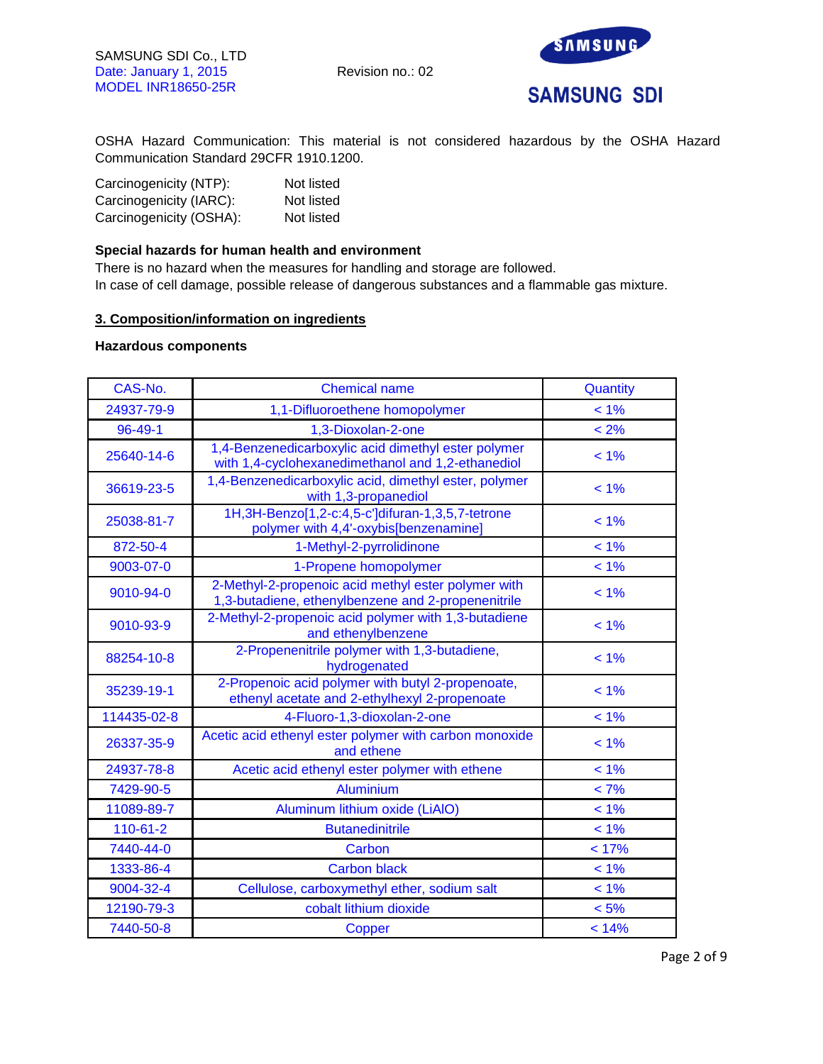OSHA Hazard Communication: This material is not considered hazardous by the OSHA Hazard Communication Standard 29CFR 1910.1200.

Carcinogenicity (NTP): Not listed
Carcinogenicity (IARC): Not listed
Carcinogenicity (OSHA): Not listed

**Special hazards for human health and environment**

There is no hazard when the measures for handling and storage are followed.
In case of cell damage, possible release of dangerous substances and a flammable gas mixture.

## 3. Composition/information on ingredients

**Hazardous components**

| CAS-No. | Chemical name | Quantity |
|---|---|---|
| 24937-79-9 | 1,1-Difluoroethene homopolymer | < 1% |
| 96-49-1 | 1,3-Dioxolan-2-one | < 2% |
| 25640-14-6 | 1,4-Benzenedicarboxylic acid dimethyl ester polymer with 1,4-cyclohexanedimethanol and 1,2-ethanediol | < 1% |
| 36619-23-5 | 1,4-Benzenedicarboxylic acid, dimethyl ester, polymer with 1,3-propanediol | < 1% |
| 25038-81-7 | 1H,3H-Benzo[1,2-c:4,5-c']difuran-1,3,5,7-tetrone polymer with 4,4'-oxybis[benzenamine] | < 1% |
| 872-50-4 | 1-Methyl-2-pyrrolidinone | < 1% |
| 9003-07-0 | 1-Propene homopolymer | < 1% |
| 9010-94-0 | 2-Methyl-2-propenoic acid methyl ester polymer with 1,3-butadiene, ethenylbenzene and 2-propenenitrile | < 1% |
| 9010-93-9 | 2-Methyl-2-propenoic acid polymer with 1,3-butadiene and ethenylbenzene | < 1% |
| 88254-10-8 | 2-Propenenitrile polymer with 1,3-butadiene, hydrogenated | < 1% |
| 35239-19-1 | 2-Propenoic acid polymer with butyl 2-propenoate, ethenyl acetate and 2-ethylhexyl 2-propenoate | < 1% |
| 114435-02-8 | 4-Fluoro-1,3-dioxolan-2-one | < 1% |
| 26337-35-9 | Acetic acid ethenyl ester polymer with carbon monoxide and ethene | < 1% |
| 24937-78-8 | Acetic acid ethenyl ester polymer with ethene | < 1% |
| 7429-90-5 | Aluminium | < 7% |
| 11089-89-7 | Aluminum lithium oxide (LiAlO) | < 1% |
| 110-61-2 | Butanedinitrile | < 1% |
| 7440-44-0 | Carbon | < 17% |
| 1333-86-4 | Carbon black | < 1% |
| 9004-32-4 | Cellulose, carboxymethyl ether, sodium salt | < 1% |
| 12190-79-3 | cobalt lithium dioxide | < 5% |
| 7440-50-8 | Copper | < 14% |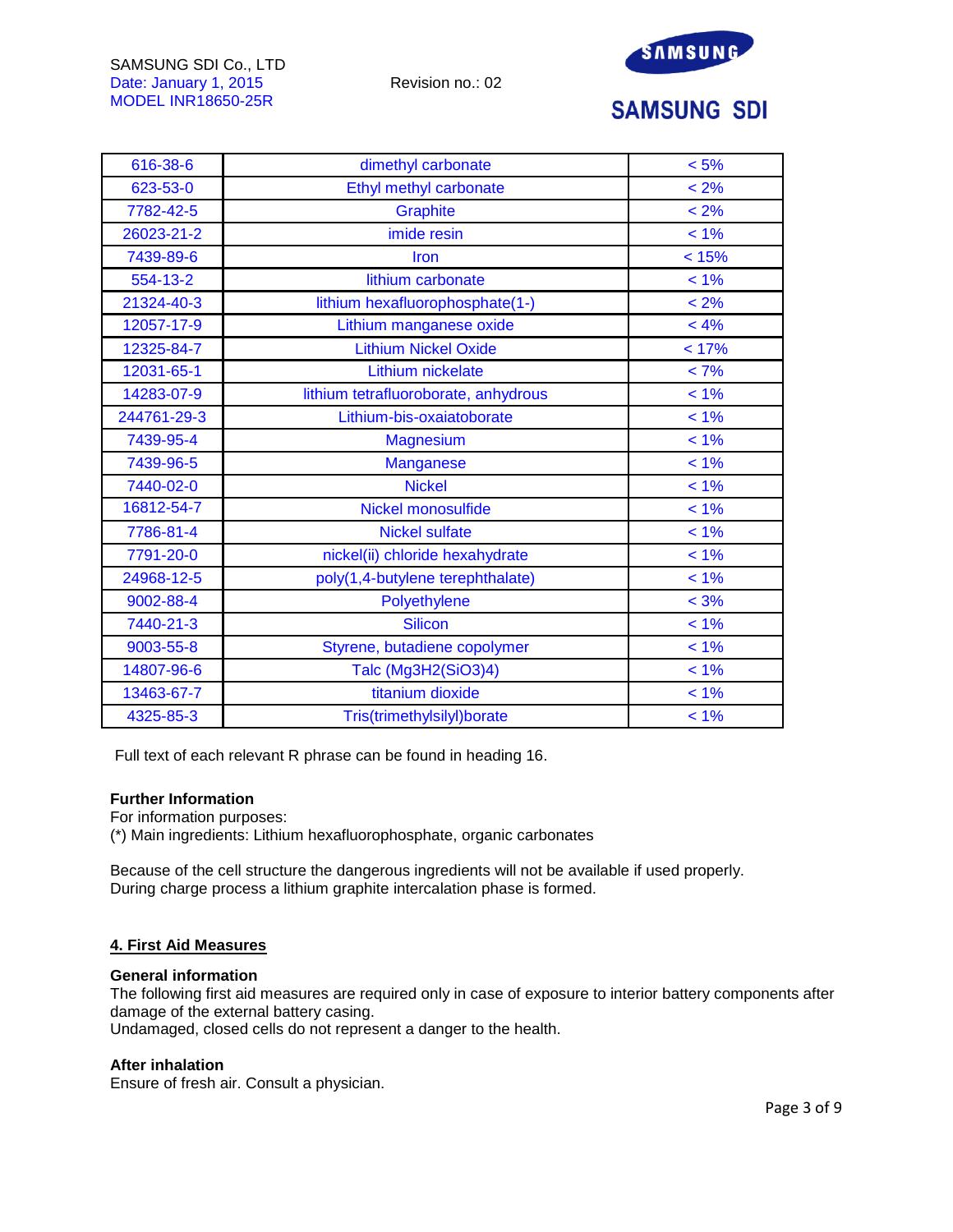| 616-38-6 | dimethyl carbonate | < 5% |
|---|---|---|
| 623-53-0 | Ethyl methyl carbonate | < 2% |
| 7782-42-5 | Graphite | < 2% |
| 26023-21-2 | imide resin | < 1% |
| 7439-89-6 | Iron | < 15% |
| 554-13-2 | lithium carbonate | < 1% |
| 21324-40-3 | lithium hexafluorophosphate(1-) | < 2% |
| 12057-17-9 | Lithium manganese oxide | < 4% |
| 12325-84-7 | Lithium Nickel Oxide | < 17% |
| 12031-65-1 | Lithium nickelate | < 7% |
| 14283-07-9 | lithium tetrafluoroborate, anhydrous | < 1% |
| 244761-29-3 | Lithium-bis-oxaiatoborate | < 1% |
| 7439-95-4 | Magnesium | < 1% |
| 7439-96-5 | Manganese | < 1% |
| 7440-02-0 | Nickel | < 1% |
| 16812-54-7 | Nickel monosulfide | < 1% |
| 7786-81-4 | Nickel sulfate | < 1% |
| 7791-20-0 | nickel(ii) chloride hexahydrate | < 1% |
| 24968-12-5 | poly(1,4-butylene terephthalate) | < 1% |
| 9002-88-4 | Polyethylene | < 3% |
| 7440-21-3 | Silicon | < 1% |
| 9003-55-8 | Styrene, butadiene copolymer | < 1% |
| 14807-96-6 | Talc ($Mg_3H_2(SiO_3)_4$) | < 1% |
| 13463-67-7 | titanium dioxide | < 1% |
| 4325-85-3 | Tris(trimethylsilyl)borate | < 1% |

Full text of each relevant R phrase can be found in heading 16.

**Further Information**
For information purposes:
(*) Main ingredients: Lithium hexafluorophosphate, organic carbonates

Because of the cell structure the dangerous ingredients will not be available if used properly.
During charge process a lithium graphite intercalation phase is formed.

## 4. First Aid Measures

**General information**
The following first aid measures are required only in case of exposure to interior battery components after damage of the external battery casing.
Undamaged, closed cells do not represent a danger to the health.

**After inhalation**
Ensure of fresh air. Consult a physician.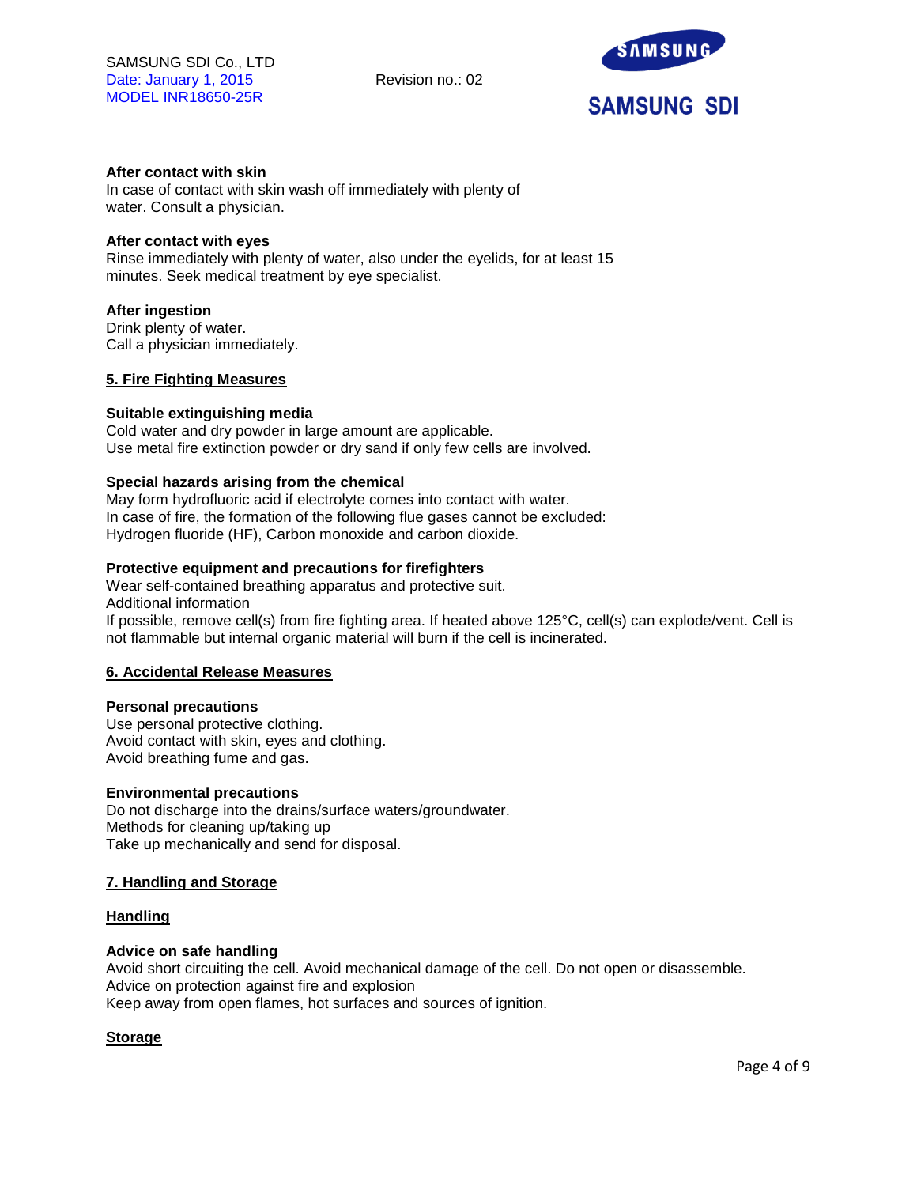**After contact with skin**

In case of contact with skin wash off immediately with plenty of water. Consult a physician.

**After contact with eyes**

Rinse immediately with plenty of water, also under the eyelids, for at least 15 minutes. Seek medical treatment by eye specialist.

**After ingestion**

Drink plenty of water.
Call a physician immediately.

## 5. Fire Fighting Measures

**Suitable extinguishing media**

Cold water and dry powder in large amount are applicable.
Use metal fire extinction powder or dry sand if only few cells are involved.

**Special hazards arising from the chemical**

May form hydrofluoric acid if electrolyte comes into contact with water.
In case of fire, the formation of the following flue gases cannot be excluded:
Hydrogen fluoride (HF), Carbon monoxide and carbon dioxide.

**Protective equipment and precautions for firefighters**

Wear self-contained breathing apparatus and protective suit.
Additional information
If possible, remove cell(s) from fire fighting area. If heated above 125°C, cell(s) can explode/vent. Cell is not flammable but internal organic material will burn if the cell is incinerated.

## 6. Accidental Release Measures

**Personal precautions**

Use personal protective clothing.
Avoid contact with skin, eyes and clothing.
Avoid breathing fume and gas.

**Environmental precautions**

Do not discharge into the drains/surface waters/groundwater.
Methods for cleaning up/taking up
Take up mechanically and send for disposal.

## 7. Handling and Storage

### Handling

**Advice on safe handling**

Avoid short circuiting the cell. Avoid mechanical damage of the cell. Do not open or disassemble.
Advice on protection against fire and explosion
Keep away from open flames, hot surfaces and sources of ignition.

### Storage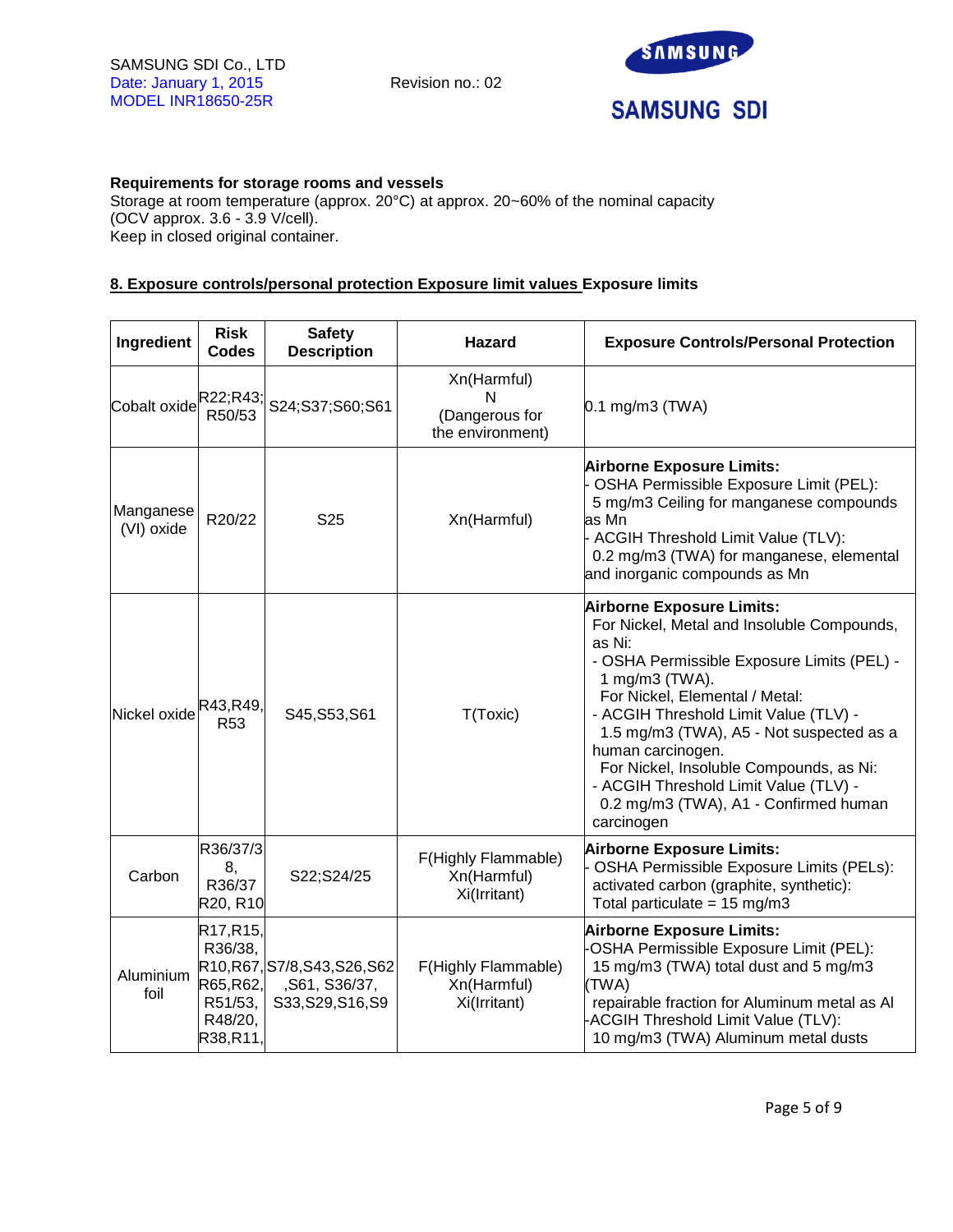SAMSUNG SDI Co., LTD
Date: January 1, 2015
MODEL INR18650-25R

Revision no.: 02

SAMSUNG SDI

**Requirements for storage rooms and vessels**
Storage at room temperature (approx. 20°C) at approx. 20~60% of the nominal capacity (OCV approx. 3.6 - 3.9 V/cell).
Keep in closed original container.

## 8. Exposure controls/personal protection Exposure limit values Exposure limits

| Ingredient | Risk Codes | Safety Description | Hazard | Exposure Controls/Personal Protection |
|---|---|---|---|---|
| Cobalt oxide | R22;R43; R50/53 | S24;S37;S60;S61 | Xn(Harmful) N (Dangerous for the environment) | 0.1 mg/m3 (TWA) |
| Manganese (VI) oxide | R20/22 | S25 | Xn(Harmful) | **Airborne Exposure Limits:** - OSHA Permissible Exposure Limit (PEL): 5 mg/m3 Ceiling for manganese compounds as Mn - ACGIH Threshold Limit Value (TLV): 0.2 mg/m3 (TWA) for manganese, elemental and inorganic compounds as Mn |
| Nickel oxide | R43,R49, R53 | S45,S53,S61 | T(Toxic) | **Airborne Exposure Limits:** For Nickel, Metal and Insoluble Compounds, as Ni: - OSHA Permissible Exposure Limits (PEL) - 1 mg/m3 (TWA). For Nickel, Elemental / Metal: - ACGIH Threshold Limit Value (TLV) - 1.5 mg/m3 (TWA), A5 - Not suspected as a human carcinogen. For Nickel, Insoluble Compounds, as Ni: - ACGIH Threshold Limit Value (TLV) - 0.2 mg/m3 (TWA), A1 - Confirmed human carcinogen |
| Carbon | R36/37/38, R36/37 R20, R10 | S22;S24/25 | F(Highly Flammable) Xn(Harmful) Xi(Irritant) | **Airborne Exposure Limits:** - OSHA Permissible Exposure Limits (PELs): activated carbon (graphite, synthetic): Total particulate = 15 mg/m3 |
| Aluminium foil | R17,R15, R36/38, R10,R67, R65,R62, R51/53, R48/20, R38,R11, | S7/8,S43,S26,S62 ,S61, S36/37, S33,S29,S16,S9 | F(Highly Flammable) Xn(Harmful) Xi(Irritant) | **Airborne Exposure Limits:** -OSHA Permissible Exposure Limit (PEL): 15 mg/m3 (TWA) total dust and 5 mg/m3 (TWA) repairable fraction for Aluminum metal as Al -ACGIH Threshold Limit Value (TLV): 10 mg/m3 (TWA) Aluminum metal dusts |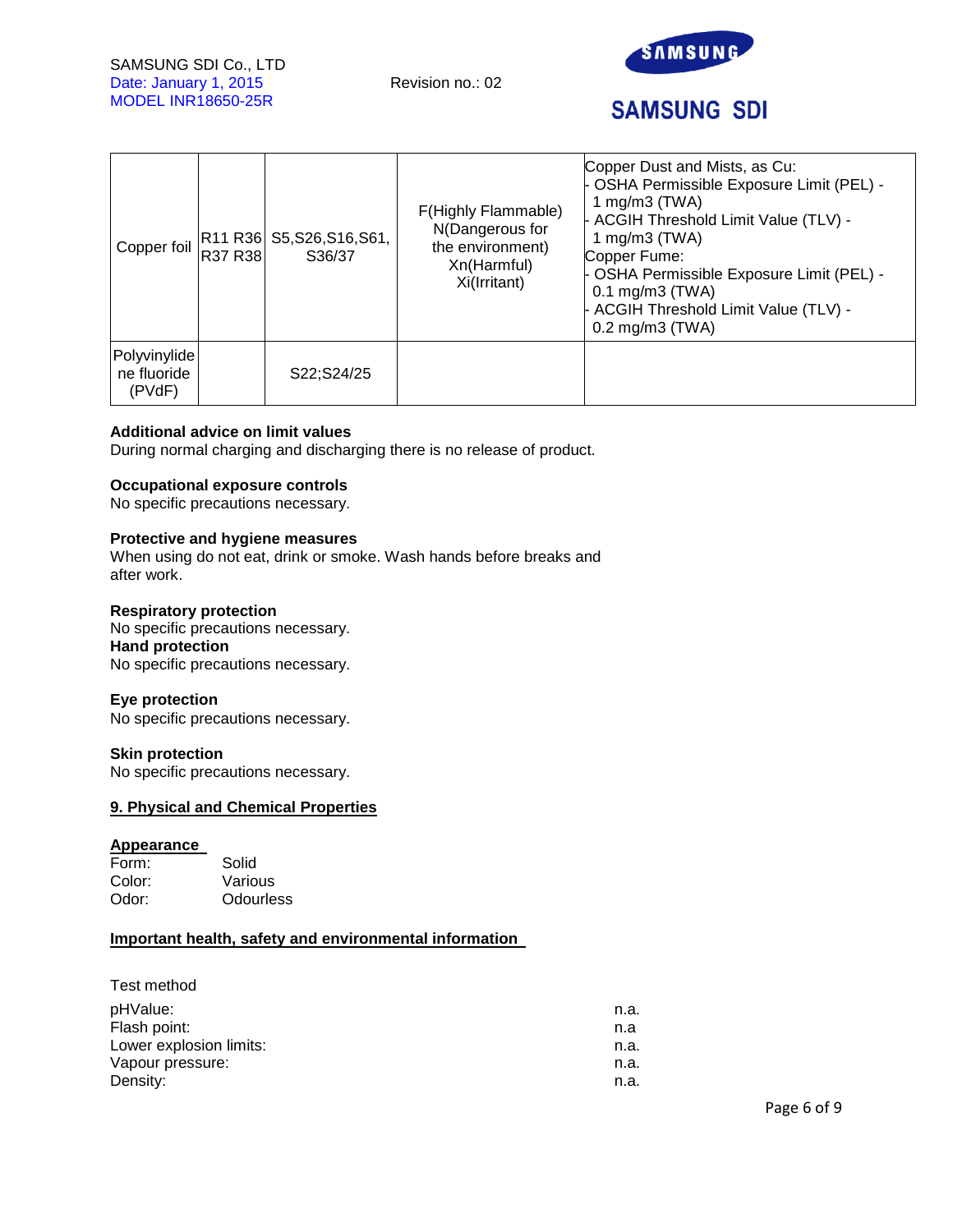| Copper foil | R11 R36 R37 R38 | S5,S26,S16,S61, S36/37 | F(Highly Flammable) N(Dangerous for the environment) Xn(Harmful) Xi(Irritant) | Copper Dust and Mists, as Cu: - OSHA Permissible Exposure Limit (PEL) - 1 mg/m3 (TWA) - ACGIH Threshold Limit Value (TLV) - 1 mg/m3 (TWA) Copper Fume: - OSHA Permissible Exposure Limit (PEL) - 0.1 mg/m3 (TWA) - ACGIH Threshold Limit Value (TLV) - 0.2 mg/m3 (TWA) |
|---|---|---|---|---|
| Polyvinylidene fluoride (PVdF) | | S22;S24/25 | | |

**Additional advice on limit values**
During normal charging and discharging there is no release of product.

**Occupational exposure controls**
No specific precautions necessary.

**Protective and hygiene measures**
When using do not eat, drink or smoke. Wash hands before breaks and after work.

**Respiratory protection**
No specific precautions necessary.

**Hand protection**
No specific precautions necessary.

**Eye protection**
No specific precautions necessary.

**Skin protection**
No specific precautions necessary.

## 9. Physical and Chemical Properties

**Appearance**

Form: Solid
Color: Various
Odor: Odourless

**Important health, safety and environmental information**

Test method

pHValue: n.a.
Flash point: n.a
Lower explosion limits: n.a.
Vapour pressure: n.a.
Density: n.a.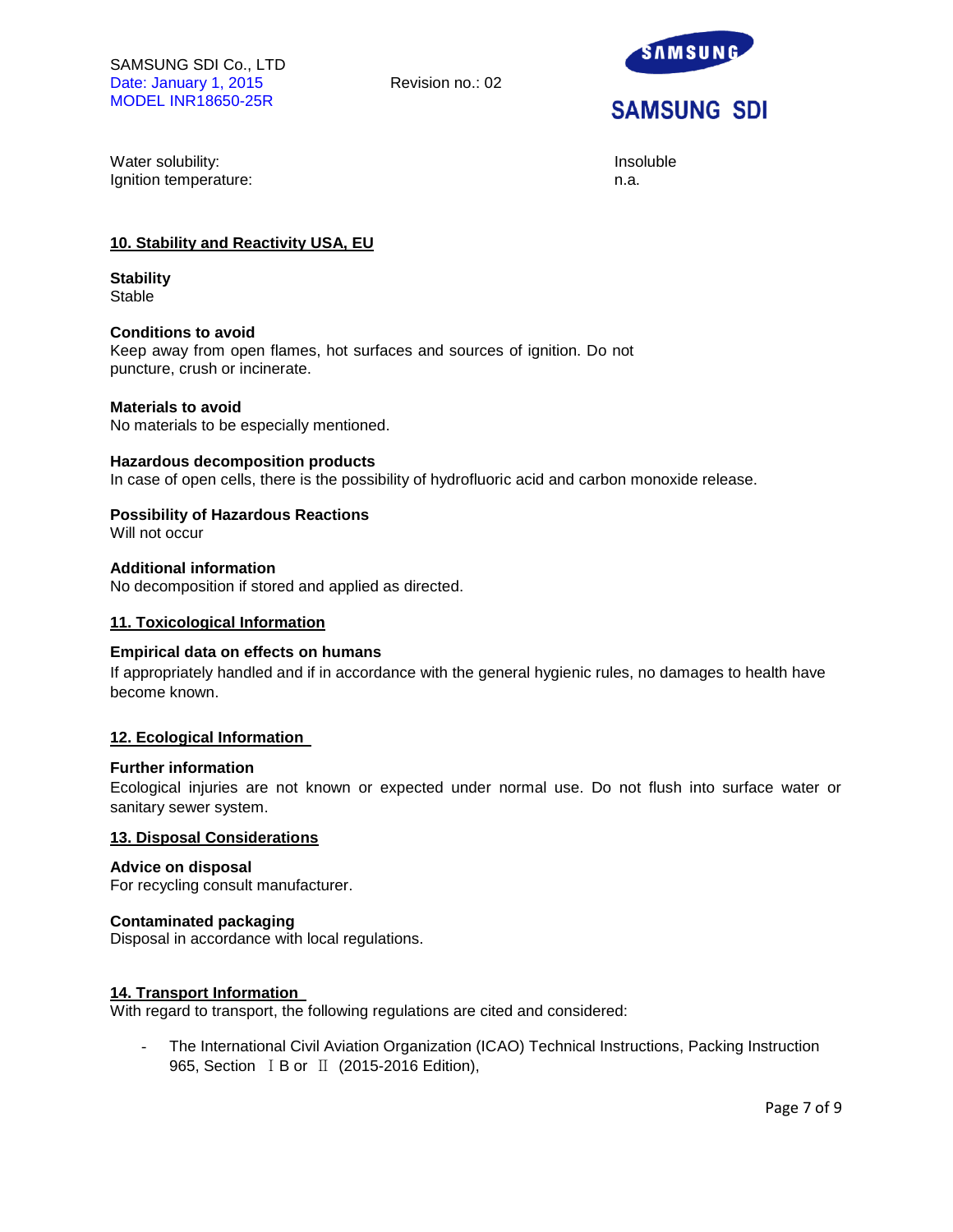| | |
|---|---|
| Water solubility: | Insoluble |
| Ignition temperature: | n.a. |

## 10. Stability and Reactivity USA, EU

**Stability**
Stable

**Conditions to avoid**
Keep away from open flames, hot surfaces and sources of ignition. Do not puncture, crush or incinerate.

**Materials to avoid**
No materials to be especially mentioned.

**Hazardous decomposition products**
In case of open cells, there is the possibility of hydrofluoric acid and carbon monoxide release.

**Possibility of Hazardous Reactions**
Will not occur

**Additional information**
No decomposition if stored and applied as directed.

## 11. Toxicological Information

**Empirical data on effects on humans**
If appropriately handled and if in accordance with the general hygienic rules, no damages to health have become known.

## 12. Ecological Information

**Further information**
Ecological injuries are not known or expected under normal use. Do not flush into surface water or sanitary sewer system.

## 13. Disposal Considerations

**Advice on disposal**
For recycling consult manufacturer.

**Contaminated packaging**
Disposal in accordance with local regulations.

## 14. Transport Information

With regard to transport, the following regulations are cited and considered:

- The International Civil Aviation Organization (ICAO) Technical Instructions, Packing Instruction 965, Section Ⅰ B or Ⅱ (2015-2016 Edition),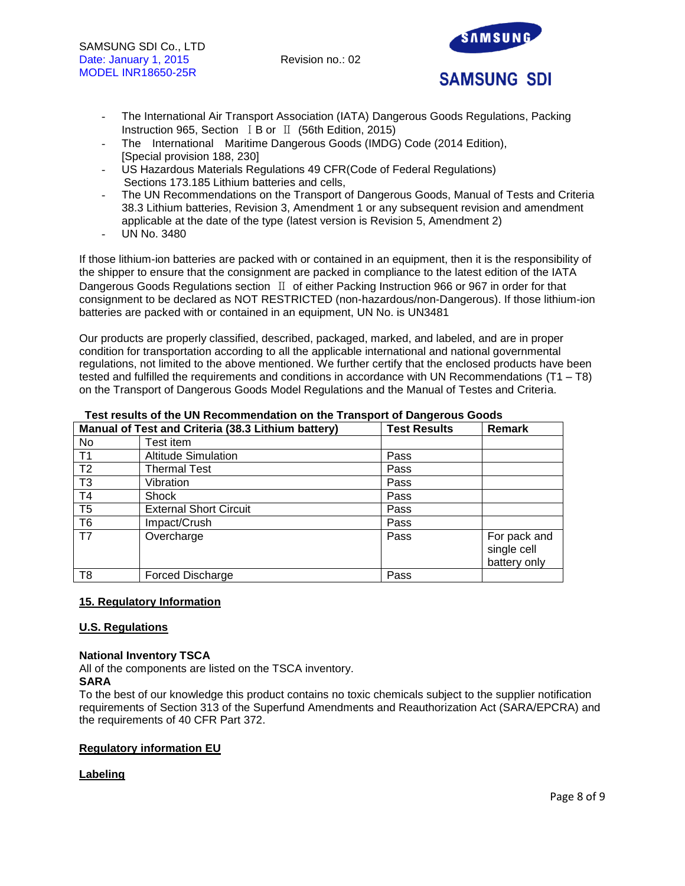- The International Air Transport Association (IATA) Dangerous Goods Regulations, Packing Instruction 965, Section Ⅰ B or Ⅱ (56th Edition, 2015)
- The International Maritime Dangerous Goods (IMDG) Code (2014 Edition), [Special provision 188, 230]
- US Hazardous Materials Regulations 49 CFR(Code of Federal Regulations) Sections 173.185 Lithium batteries and cells,
- The UN Recommendations on the Transport of Dangerous Goods, Manual of Tests and Criteria 38.3 Lithium batteries, Revision 3, Amendment 1 or any subsequent revision and amendment applicable at the date of the type (latest version is Revision 5, Amendment 2)
- UN No. 3480

If those lithium-ion batteries are packed with or contained in an equipment, then it is the responsibility of the shipper to ensure that the consignment are packed in compliance to the latest edition of the IATA Dangerous Goods Regulations section Ⅱ of either Packing Instruction 966 or 967 in order for that consignment to be declared as NOT RESTRICTED (non-hazardous/non-Dangerous). If those lithium-ion batteries are packed with or contained in an equipment, UN No. is UN3481

Our products are properly classified, described, packaged, marked, and labeled, and are in proper condition for transportation according to all the applicable international and national governmental regulations, not limited to the above mentioned. We further certify that the enclosed products have been tested and fulfilled the requirements and conditions in accordance with UN Recommendations (T1 – T8) on the Transport of Dangerous Goods Model Regulations and the Manual of Testes and Criteria.

**Test results of the UN Recommendation on the Transport of Dangerous Goods**

| Manual of Test and Criteria (38.3 Lithium battery) | | Test Results | Remark |
|---|---|---|---|
| No | Test item | | |
| T1 | Altitude Simulation | Pass | |
| T2 | Thermal Test | Pass | |
| T3 | Vibration | Pass | |
| T4 | Shock | Pass | |
| T5 | External Short Circuit | Pass | |
| T6 | Impact/Crush | Pass | |
| T7 | Overcharge | Pass | For pack and single cell battery only |
| T8 | Forced Discharge | Pass | |

## 15. Regulatory Information

### U.S. Regulations

**National Inventory TSCA**

All of the components are listed on the TSCA inventory.

**SARA**

To the best of our knowledge this product contains no toxic chemicals subject to the supplier notification requirements of Section 313 of the Superfund Amendments and Reauthorization Act (SARA/EPCRA) and the requirements of 40 CFR Part 372.

### Regulatory information EU

### Labeling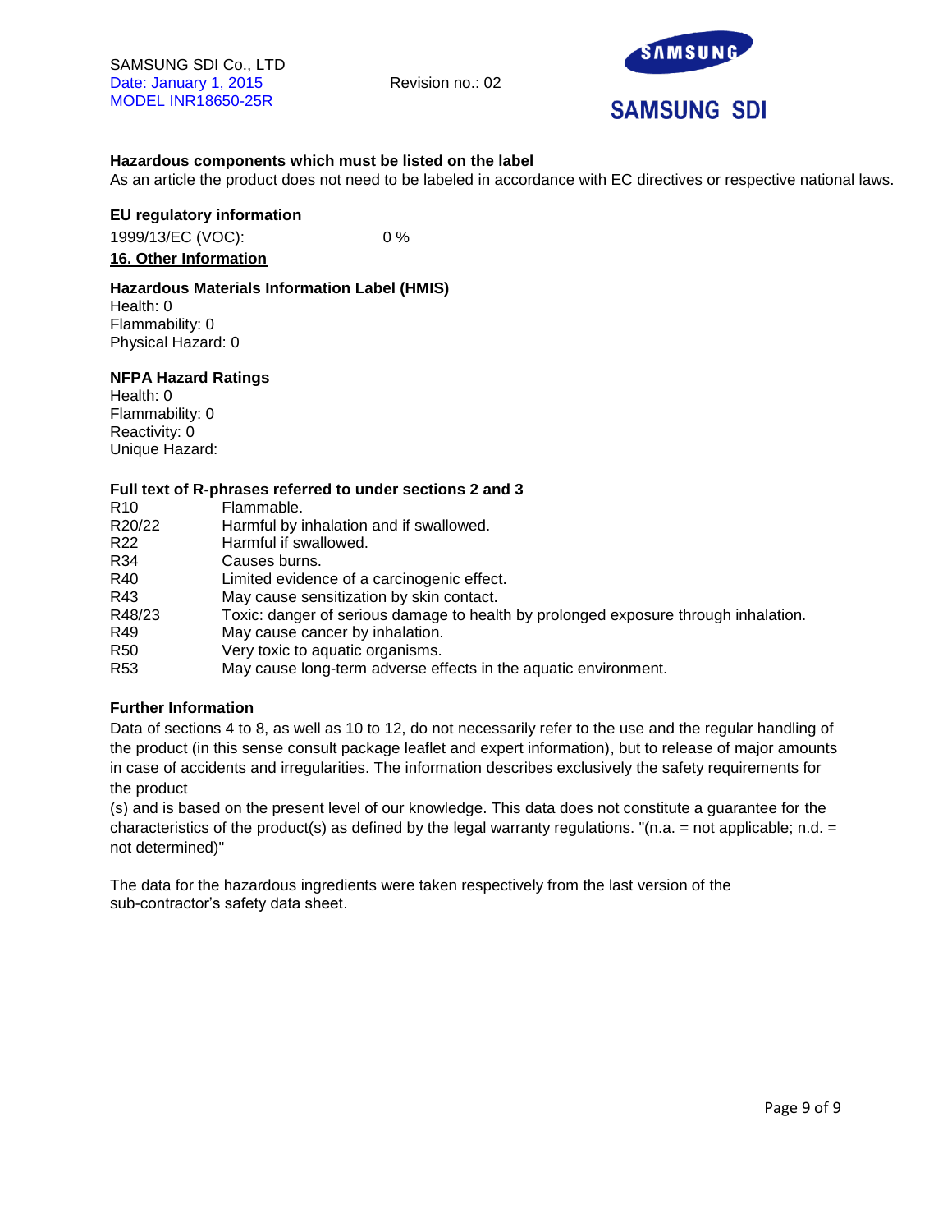**Hazardous components which must be listed on the label**

As an article the product does not need to be labeled in accordance with EC directives or respective national laws.

**EU regulatory information**

1999/13/EC (VOC): 0 %

## 16. Other Information

**Hazardous Materials Information Label (HMIS)**

Health: 0
Flammability: 0
Physical Hazard: 0

**NFPA Hazard Ratings**

Health: 0
Flammability: 0
Reactivity: 0
Unique Hazard:

**Full text of R-phrases referred to under sections 2 and 3**

| | |
|---|---|
| R10 | Flammable. |
| R20/22 | Harmful by inhalation and if swallowed. |
| R22 | Harmful if swallowed. |
| R34 | Causes burns. |
| R40 | Limited evidence of a carcinogenic effect. |
| R43 | May cause sensitization by skin contact. |
| R48/23 | Toxic: danger of serious damage to health by prolonged exposure through inhalation. |
| R49 | May cause cancer by inhalation. |
| R50 | Very toxic to aquatic organisms. |
| R53 | May cause long-term adverse effects in the aquatic environment. |

**Further Information**

Data of sections 4 to 8, as well as 10 to 12, do not necessarily refer to the use and the regular handling of the product (in this sense consult package leaflet and expert information), but to release of major amounts in case of accidents and irregularities. The information describes exclusively the safety requirements for the product (s) and is based on the present level of our knowledge. This data does not constitute a guarantee for the characteristics of the product(s) as defined by the legal warranty regulations. "(n.a. = not applicable; n.d. = not determined)"

The data for the hazardous ingredients were taken respectively from the last version of the sub-contractor's safety data sheet.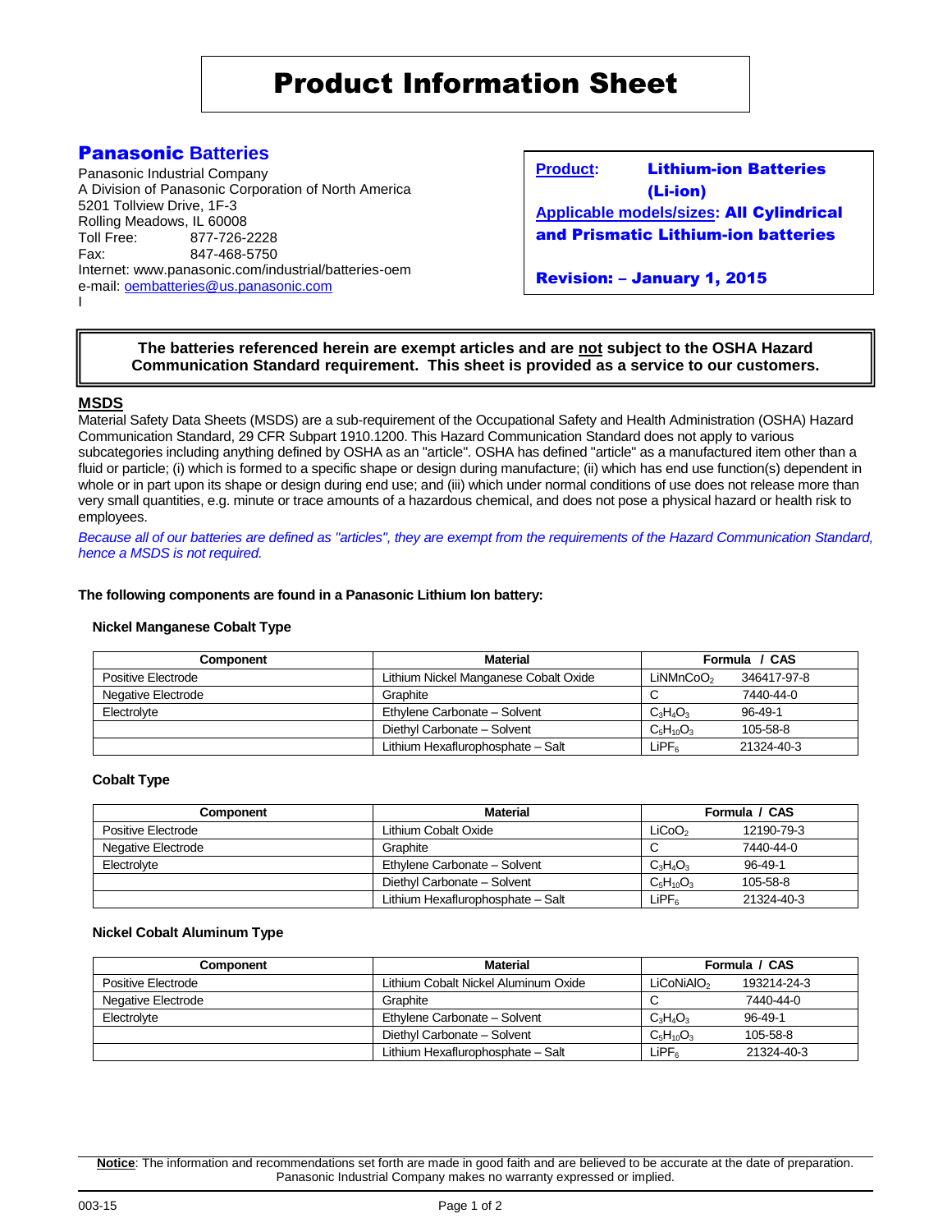# Product Information Sheet

## Panasonic Batteries

Panasonic Industrial Company
A Division of Panasonic Corporation of North America
5201 Tollview Drive, 1F-3
Rolling Meadows, IL 60008
Toll Free: 877-726-2228
Fax: 847-468-5750
Internet: www.panasonic.com/industrial/batteries-oem
e-mail: oembatteries@us.panasonic.com
I

**Product:** **Lithium-ion Batteries (Li-ion)**
**Applicable models/sizes:** **All Cylindrical and Prismatic Lithium-ion batteries**

**Revision: – January 1, 2015**

**The batteries referenced herein are exempt articles and are not subject to the OSHA Hazard Communication Standard requirement. This sheet is provided as a service to our customers.**

## MSDS

Material Safety Data Sheets (MSDS) are a sub-requirement of the Occupational Safety and Health Administration (OSHA) Hazard Communication Standard, 29 CFR Subpart 1910.1200. This Hazard Communication Standard does not apply to various subcategories including anything defined by OSHA as an "article". OSHA has defined "article" as a manufactured item other than a fluid or particle; (i) which is formed to a specific shape or design during manufacture; (ii) which has end use function(s) dependent in whole or in part upon its shape or design during end use; and (iii) which under normal conditions of use does not release more than very small quantities, e.g. minute or trace amounts of a hazardous chemical, and does not pose a physical hazard or health risk to employees.

*Because all of our batteries are defined as "articles", they are exempt from the requirements of the Hazard Communication Standard, hence a MSDS is not required.*

**The following components are found in a Panasonic Lithium Ion battery:**

**Nickel Manganese Cobalt Type**

| Component | Material | Formula / CAS |
|---|---|---|
| Positive Electrode | Lithium Nickel Manganese Cobalt Oxide | $LiNMnCoO_2$ 346417-97-8 |
| Negative Electrode | Graphite | C 7440-44-0 |
| Electrolyte | Ethylene Carbonate – Solvent | $C_3H_4O_3$ 96-49-1 |
| | Diethyl Carbonate – Solvent | $C_5H_{10}O_3$ 105-58-8 |
| | Lithium Hexaflurophosphate – Salt | $LiPF_6$ 21324-40-3 |

**Cobalt Type**

| Component | Material | Formula / CAS |
|---|---|---|
| Positive Electrode | Lithium Cobalt Oxide | $LiCoO_2$ 12190-79-3 |
| Negative Electrode | Graphite | C 7440-44-0 |
| Electrolyte | Ethylene Carbonate – Solvent | $C_3H_4O_3$ 96-49-1 |
| | Diethyl Carbonate – Solvent | $C_5H_{10}O_3$ 105-58-8 |
| | Lithium Hexaflurophosphate – Salt | $LiPF_6$ 21324-40-3 |

**Nickel Cobalt Aluminum Type**

| Component | Material | Formula / CAS |
|---|---|---|
| Positive Electrode | Lithium Cobalt Nickel Aluminum Oxide | $LiCoNiAlO_2$ 193214-24-3 |
| Negative Electrode | Graphite | C 7440-44-0 |
| Electrolyte | Ethylene Carbonate – Solvent | $C_3H_4O_3$ 96-49-1 |
| | Diethyl Carbonate – Solvent | $C_5H_{10}O_3$ 105-58-8 |
| | Lithium Hexaflurophosphate – Salt | $LiPF_6$ 21324-40-3 |

**Notice**: The information and recommendations set forth are made in good faith and are believed to be accurate at the date of preparation. Panasonic Industrial Company makes no warranty expressed or implied.

003-15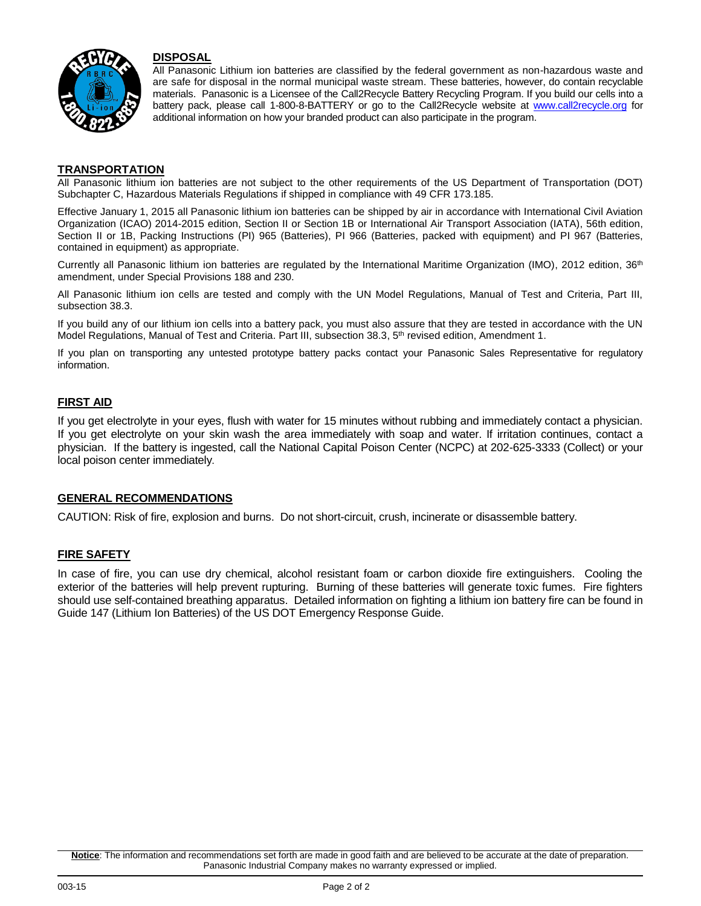## DISPOSAL

All Panasonic Lithium ion batteries are classified by the federal government as non-hazardous waste and are safe for disposal in the normal municipal waste stream. These batteries, however, do contain recyclable materials. Panasonic is a Licensee of the Call2Recycle Battery Recycling Program. If you build our cells into a battery pack, please call 1-800-8-BATTERY or go to the Call2Recycle website at www.call2recycle.org for additional information on how your branded product can also participate in the program.

## TRANSPORTATION

All Panasonic lithium ion batteries are not subject to the other requirements of the US Department of Transportation (DOT) Subchapter C, Hazardous Materials Regulations if shipped in compliance with 49 CFR 173.185.

Effective January 1, 2015 all Panasonic lithium ion batteries can be shipped by air in accordance with International Civil Aviation Organization (ICAO) 2014-2015 edition, Section II or Section 1B or International Air Transport Association (IATA), 56th edition, Section II or 1B, Packing Instructions (PI) 965 (Batteries), PI 966 (Batteries, packed with equipment) and PI 967 (Batteries, contained in equipment) as appropriate.

Currently all Panasonic lithium ion batteries are regulated by the International Maritime Organization (IMO), 2012 edition, 36th amendment, under Special Provisions 188 and 230.

All Panasonic lithium ion cells are tested and comply with the UN Model Regulations, Manual of Test and Criteria, Part III, subsection 38.3.

If you build any of our lithium ion cells into a battery pack, you must also assure that they are tested in accordance with the UN Model Regulations, Manual of Test and Criteria. Part III, subsection 38.3, 5th revised edition, Amendment 1.

If you plan on transporting any untested prototype battery packs contact your Panasonic Sales Representative for regulatory information.

## FIRST AID

If you get electrolyte in your eyes, flush with water for 15 minutes without rubbing and immediately contact a physician. If you get electrolyte on your skin wash the area immediately with soap and water. If irritation continues, contact a physician. If the battery is ingested, call the National Capital Poison Center (NCPC) at 202-625-3333 (Collect) or your local poison center immediately.

## GENERAL RECOMMENDATIONS

CAUTION: Risk of fire, explosion and burns. Do not short-circuit, crush, incinerate or disassemble battery.

## FIRE SAFETY

In case of fire, you can use dry chemical, alcohol resistant foam or carbon dioxide fire extinguishers. Cooling the exterior of the batteries will help prevent rupturing. Burning of these batteries will generate toxic fumes. Fire fighters should use self-contained breathing apparatus. Detailed information on fighting a lithium ion battery fire can be found in Guide 147 (Lithium Ion Batteries) of the US DOT Emergency Response Guide.

**Notice**: The information and recommendations set forth are made in good faith and are believed to be accurate at the date of preparation. Panasonic Industrial Company makes no warranty expressed or implied.

003-15